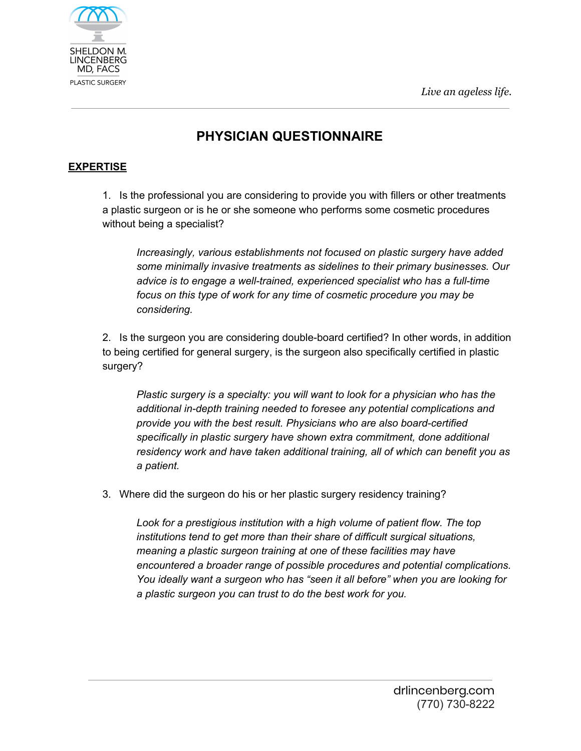SHELDON M. LINCENBERG MD, FACS

PLASTIC SURGERY

*Live an ageless life.*

# PHYSICIAN QUESTIONNAIRE

## EXPERTISE

1. Is the professional you are considering to provide you with fillers or other treatments a plastic surgeon or is he or she someone who performs some cosmetic procedures without being a specialist?

   *Increasingly, various establishments not focused on plastic surgery have added some minimally invasive treatments as sidelines to their primary businesses. Our advice is to engage a well-trained, experienced specialist who has a full-time focus on this type of work for any time of cosmetic procedure you may be considering.*

2. Is the surgeon you are considering double-board certified? In other words, in addition to being certified for general surgery, is the surgeon also specifically certified in plastic surgery?

   *Plastic surgery is a specialty: you will want to look for a physician who has the additional in-depth training needed to foresee any potential complications and provide you with the best result. Physicians who are also board-certified specifically in plastic surgery have shown extra commitment, done additional residency work and have taken additional training, all of which can benefit you as a patient.*

3. Where did the surgeon do his or her plastic surgery residency training?

   *Look for a prestigious institution with a high volume of patient flow. The top institutions tend to get more than their share of difficult surgical situations, meaning a plastic surgeon training at one of these facilities may have encountered a broader range of possible procedures and potential complications. You ideally want a surgeon who has "seen it all before" when you are looking for a plastic surgeon you can trust to do the best work for you.*

drlincenberg.com
(770) 730-8222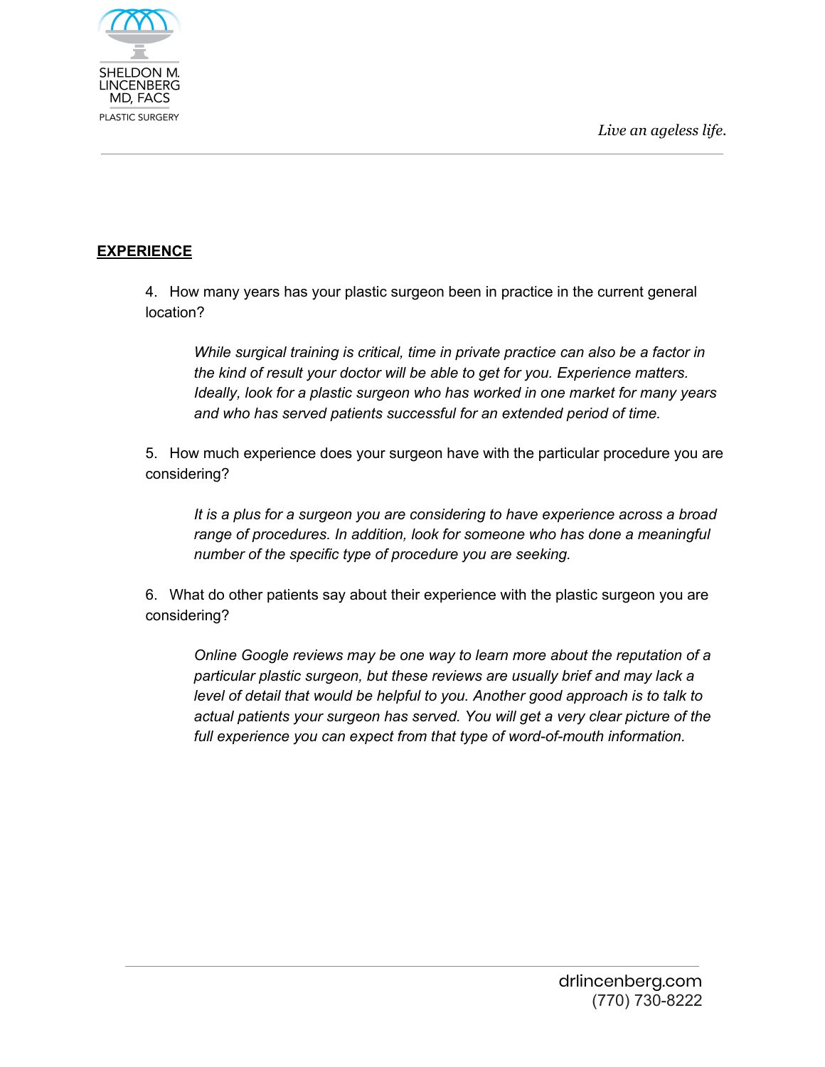**EXPERIENCE**

4. How many years has your plastic surgeon been in practice in the current general location?

   *While surgical training is critical, time in private practice can also be a factor in the kind of result your doctor will be able to get for you. Experience matters. Ideally, look for a plastic surgeon who has worked in one market for many years and who has served patients successful for an extended period of time.*

5. How much experience does your surgeon have with the particular procedure you are considering?

   *It is a plus for a surgeon you are considering to have experience across a broad range of procedures. In addition, look for someone who has done a meaningful number of the specific type of procedure you are seeking.*

6. What do other patients say about their experience with the plastic surgeon you are considering?

   *Online Google reviews may be one way to learn more about the reputation of a particular plastic surgeon, but these reviews are usually brief and may lack a level of detail that would be helpful to you. Another good approach is to talk to actual patients your surgeon has served. You will get a very clear picture of the full experience you can expect from that type of word-of-mouth information.*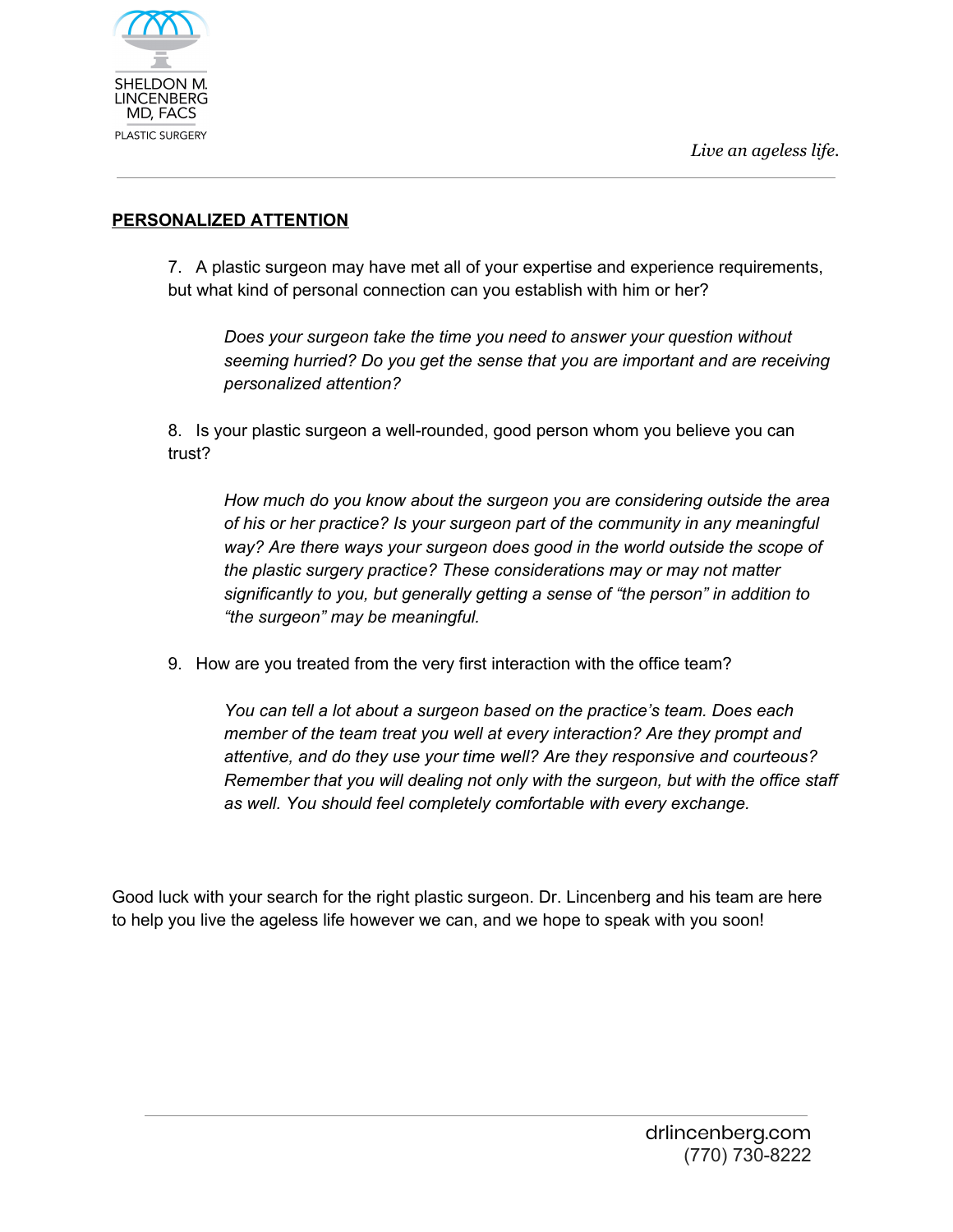**PERSONALIZED ATTENTION**

7. A plastic surgeon may have met all of your expertise and experience requirements, but what kind of personal connection can you establish with him or her?

    *Does your surgeon take the time you need to answer your question without seeming hurried? Do you get the sense that you are important and are receiving personalized attention?*

8. Is your plastic surgeon a well-rounded, good person whom you believe you can trust?

    *How much do you know about the surgeon you are considering outside the area of his or her practice? Is your surgeon part of the community in any meaningful way? Are there ways your surgeon does good in the world outside the scope of the plastic surgery practice? These considerations may or may not matter significantly to you, but generally getting a sense of "the person" in addition to "the surgeon" may be meaningful.*

9. How are you treated from the very first interaction with the office team?

    *You can tell a lot about a surgeon based on the practice's team. Does each member of the team treat you well at every interaction? Are they prompt and attentive, and do they use your time well? Are they responsive and courteous? Remember that you will dealing not only with the surgeon, but with the office staff as well. You should feel completely comfortable with every exchange.*

Good luck with your search for the right plastic surgeon. Dr. Lincenberg and his team are here to help you live the ageless life however we can, and we hope to speak with you soon!